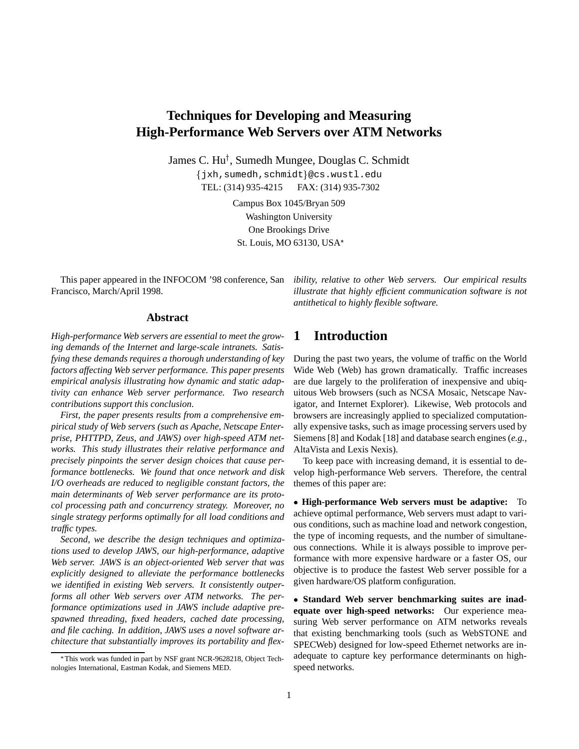# Techniques for Developing and Measuring High-Performance Web Servers over ATM Networks

James C. Hu[†], Sumedh Mungee, Douglas C. Schmidt

{jxh,sumedh,schmidt}@cs.wustl.edu

TEL: (314) 935-4215 FAX: (314) 935-7302

Campus Box 1045/Bryan 509
Washington University
One Brookings Drive
St. Louis, MO 63130, USA[*]

This paper appeared in the INFOCOM '98 conference, San Francisco, March/April 1998.

## Abstract

*High-performance Web servers are essential to meet the growing demands of the Internet and large-scale intranets. Satisfying these demands requires a thorough understanding of key factors affecting Web server performance. This paper presents empirical analysis illustrating how dynamic and static adaptivity can enhance Web server performance. Two research contributions support this conclusion.*

*First, the paper presents results from a comprehensive empirical study of Web servers (such as Apache, Netscape Enterprise, PHTTPD, Zeus, and JAWS) over high-speed ATM networks. This study illustrates their relative performance and precisely pinpoints the server design choices that cause performance bottlenecks. We found that once network and disk I/O overheads are reduced to negligible constant factors, the main determinants of Web server performance are its protocol processing path and concurrency strategy. Moreover, no single strategy performs optimally for all load conditions and traffic types.*

*Second, we describe the design techniques and optimizations used to develop JAWS, our high-performance, adaptive Web server. JAWS is an object-oriented Web server that was explicitly designed to alleviate the performance bottlenecks we identified in existing Web servers. It consistently outperforms all other Web servers over ATM networks. The performance optimizations used in JAWS include adaptive pre-spawned threading, fixed headers, cached date processing, and file caching. In addition, JAWS uses a novel software architecture that substantially improves its portability and flexibility, relative to other Web servers. Our empirical results illustrate that highly efficient communication software is not antithetical to highly flexible software.*

## 1 Introduction

During the past two years, the volume of traffic on the World Wide Web (Web) has grown dramatically. Traffic increases are due largely to the proliferation of inexpensive and ubiquitous Web browsers (such as NCSA Mosaic, Netscape Navigator, and Internet Explorer). Likewise, Web protocols and browsers are increasingly applied to specialized computationally expensive tasks, such as image processing servers used by Siemens [8] and Kodak [18] and database search engines (*e.g.*, AltaVista and Lexis Nexis).

To keep pace with increasing demand, it is essential to develop high-performance Web servers. Therefore, the central themes of this paper are:

- **High-performance Web servers must be adaptive:** To achieve optimal performance, Web servers must adapt to various conditions, such as machine load and network congestion, the type of incoming requests, and the number of simultaneous connections. While it is always possible to improve performance with more expensive hardware or a faster OS, our objective is to produce the fastest Web server possible for a given hardware/OS platform configuration.

- **Standard Web server benchmarking suites are inadequate over high-speed networks:** Our experience measuring Web server performance on ATM networks reveals that existing benchmarking tools (such as WebSTONE and SPECWeb) designed for low-speed Ethernet networks are inadequate to capture key performance determinants on high-speed networks.

[*] This work was funded in part by NSF grant NCR-9628218, Object Technologies International, Eastman Kodak, and Siemens MED.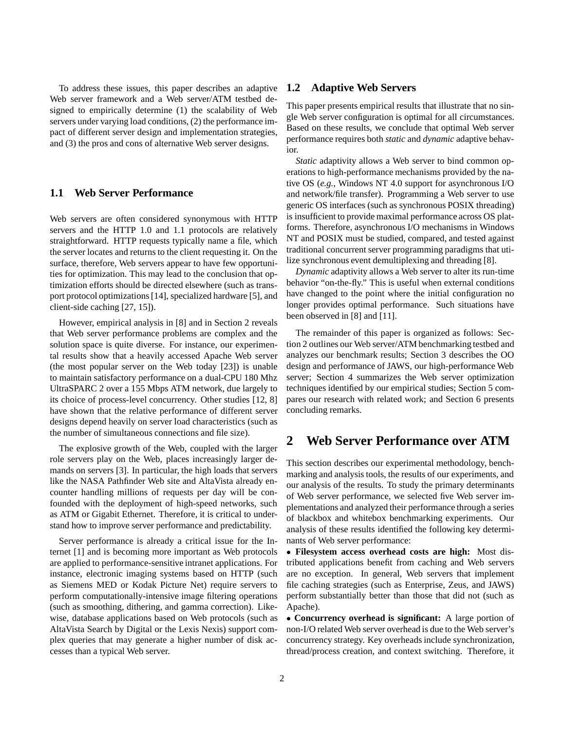To address these issues, this paper describes an adaptive Web server framework and a Web server/ATM testbed designed to empirically determine (1) the scalability of Web servers under varying load conditions, (2) the performance impact of different server design and implementation strategies, and (3) the pros and cons of alternative Web server designs.

### 1.1 Web Server Performance

Web servers are often considered synonymous with HTTP servers and the HTTP 1.0 and 1.1 protocols are relatively straightforward. HTTP requests typically name a file, which the server locates and returns to the client requesting it. On the surface, therefore, Web servers appear to have few opportunities for optimization. This may lead to the conclusion that optimization efforts should be directed elsewhere (such as transport protocol optimizations [14], specialized hardware [5], and client-side caching [27, 15]).

However, empirical analysis in [8] and in Section 2 reveals that Web server performance problems are complex and the solution space is quite diverse. For instance, our experimental results show that a heavily accessed Apache Web server (the most popular server on the Web today [23]) is unable to maintain satisfactory performance on a dual-CPU 180 Mhz UltraSPARC 2 over a 155 Mbps ATM network, due largely to its choice of process-level concurrency. Other studies [12, 8] have shown that the relative performance of different server designs depend heavily on server load characteristics (such as the number of simultaneous connections and file size).

The explosive growth of the Web, coupled with the larger role servers play on the Web, places increasingly larger demands on servers [3]. In particular, the high loads that servers like the NASA Pathfinder Web site and AltaVista already encounter handling millions of requests per day will be confounded with the deployment of high-speed networks, such as ATM or Gigabit Ethernet. Therefore, it is critical to understand how to improve server performance and predictability.

Server performance is already a critical issue for the Internet [1] and is becoming more important as Web protocols are applied to performance-sensitive intranet applications. For instance, electronic imaging systems based on HTTP (such as Siemens MED or Kodak Picture Net) require servers to perform computationally-intensive image filtering operations (such as smoothing, dithering, and gamma correction). Likewise, database applications based on Web protocols (such as AltaVista Search by Digital or the Lexis Nexis) support complex queries that may generate a higher number of disk accesses than a typical Web server.

### 1.2 Adaptive Web Servers

This paper presents empirical results that illustrate that no single Web server configuration is optimal for all circumstances. Based on these results, we conclude that optimal Web server performance requires both *static* and *dynamic* adaptive behavior.

*Static* adaptivity allows a Web server to bind common operations to high-performance mechanisms provided by the native OS (*e.g.*, Windows NT 4.0 support for asynchronous I/O and network/file transfer). Programming a Web server to use generic OS interfaces (such as synchronous POSIX threading) is insufficient to provide maximal performance across OS platforms. Therefore, asynchronous I/O mechanisms in Windows NT and POSIX must be studied, compared, and tested against traditional concurrent server programming paradigms that utilize synchronous event demultiplexing and threading [8].

*Dynamic* adaptivity allows a Web server to alter its run-time behavior "on-the-fly." This is useful when external conditions have changed to the point where the initial configuration no longer provides optimal performance. Such situations have been observed in [8] and [11].

The remainder of this paper is organized as follows: Section 2 outlines our Web server/ATM benchmarking testbed and analyzes our benchmark results; Section 3 describes the OO design and performance of JAWS, our high-performance Web server; Section 4 summarizes the Web server optimization techniques identified by our empirical studies; Section 5 compares our research with related work; and Section 6 presents concluding remarks.

## 2 Web Server Performance over ATM

This section describes our experimental methodology, benchmarking and analysis tools, the results of our experiments, and our analysis of the results. To study the primary determinants of Web server performance, we selected five Web server implementations and analyzed their performance through a series of blackbox and whitebox benchmarking experiments. Our analysis of these results identified the following key determinants of Web server performance:

- **Filesystem access overhead costs are high:** Most distributed applications benefit from caching and Web servers are no exception. In general, Web servers that implement file caching strategies (such as Enterprise, Zeus, and JAWS) perform substantially better than those that did not (such as Apache).
- **Concurrency overhead is significant:** A large portion of non-I/O related Web server overhead is due to the Web server's concurrency strategy. Key overheads include synchronization, thread/process creation, and context switching. Therefore, it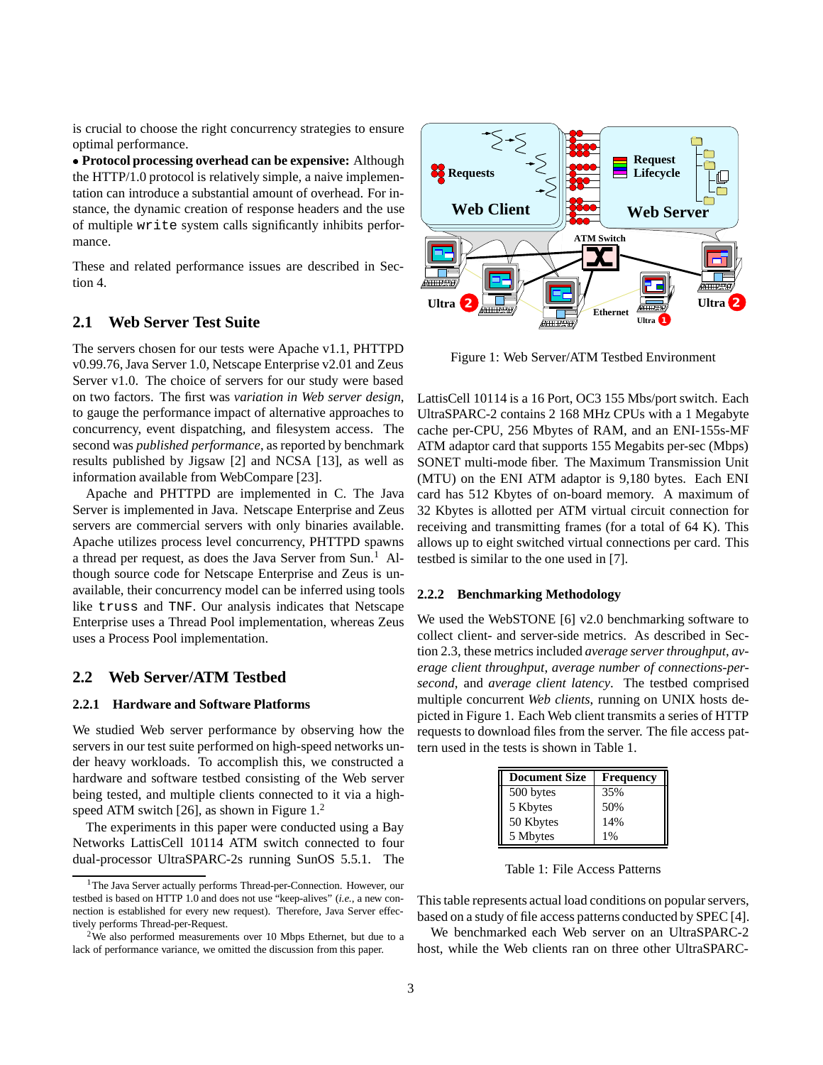is crucial to choose the right concurrency strategies to ensure optimal performance.

- **Protocol processing overhead can be expensive:** Although the HTTP/1.0 protocol is relatively simple, a naive implementation can introduce a substantial amount of overhead. For instance, the dynamic creation of response headers and the use of multiple `write` system calls significantly inhibits performance.

These and related performance issues are described in Section 4.

## 2.1 Web Server Test Suite

The servers chosen for our tests were Apache v1.1, PHTTPD v0.99.76, Java Server 1.0, Netscape Enterprise v2.01 and Zeus Server v1.0. The choice of servers for our study were based on two factors. The first was *variation in Web server design*, to gauge the performance impact of alternative approaches to concurrency, event dispatching, and filesystem access. The second was *published performance*, as reported by benchmark results published by Jigsaw [2] and NCSA [13], as well as information available from WebCompare [23].

Apache and PHTTPD are implemented in C. The Java Server is implemented in Java. Netscape Enterprise and Zeus servers are commercial servers with only binaries available. Apache utilizes process level concurrency, PHTTPD spawns a thread per request, as does the Java Server from Sun.[1] Although source code for Netscape Enterprise and Zeus is unavailable, their concurrency model can be inferred using tools like `truss` and `TNF`. Our analysis indicates that Netscape Enterprise uses a Thread Pool implementation, whereas Zeus uses a Process Pool implementation.

## 2.2 Web Server/ATM Testbed

### 2.2.1 Hardware and Software Platforms

We studied Web server performance by observing how the servers in our test suite performed on high-speed networks under heavy workloads. To accomplish this, we constructed a hardware and software testbed consisting of the Web server being tested, and multiple clients connected to it via a high-speed ATM switch [26], as shown in Figure 1.[2]

The experiments in this paper were conducted using a Bay Networks LattisCell 10114 ATM switch connected to four dual-processor UltraSPARC-2s running SunOS 5.5.1. The LattisCell 10114 is a 16 Port, OC3 155 Mbs/port switch. Each UltraSPARC-2 contains 2 168 MHz CPUs with a 1 Megabyte cache per-CPU, 256 Mbytes of RAM, and an ENI-155s-MF ATM adaptor card that supports 155 Megabits per-sec (Mbps) SONET multi-mode fiber. The Maximum Transmission Unit (MTU) on the ENI ATM adaptor is 9,180 bytes. Each ENI card has 512 Kbytes of on-board memory. A maximum of 32 Kbytes is allotted per ATM virtual circuit connection for receiving and transmitting frames (for a total of 64 K). This allows up to eight switched virtual connections per card. This testbed is similar to the one used in [7].

Figure 1: Web Server/ATM Testbed Environment

### 2.2.2 Benchmarking Methodology

We used the WebSTONE [6] v2.0 benchmarking software to collect client- and server-side metrics. As described in Section 2.3, these metrics included *average server throughput*, *average client throughput*, *average number of connections-per-second*, and *average client latency*. The testbed comprised multiple concurrent *Web clients*, running on UNIX hosts depicted in Figure 1. Each Web client transmits a series of HTTP requests to download files from the server. The file access pattern used in the tests is shown in Table 1.

| Document Size | Frequency |
|---|---|
| 500 bytes | 35% |
| 5 Kbytes | 50% |
| 50 Kbytes | 14% |
| 5 Mbytes | 1% |

Table 1: File Access Patterns

This table represents actual load conditions on popular servers, based on a study of file access patterns conducted by SPEC [4].

We benchmarked each Web server on an UltraSPARC-2 host, while the Web clients ran on three other UltraSPARC-

---

[1] The Java Server actually performs Thread-per-Connection. However, our testbed is based on HTTP 1.0 and does not use "keep-alives" (*i.e.*, a new connection is established for every new request). Therefore, Java Server effectively performs Thread-per-Request.

[2] We also performed measurements over 10 Mbps Ethernet, but due to a lack of performance variance, we omitted the discussion from this paper.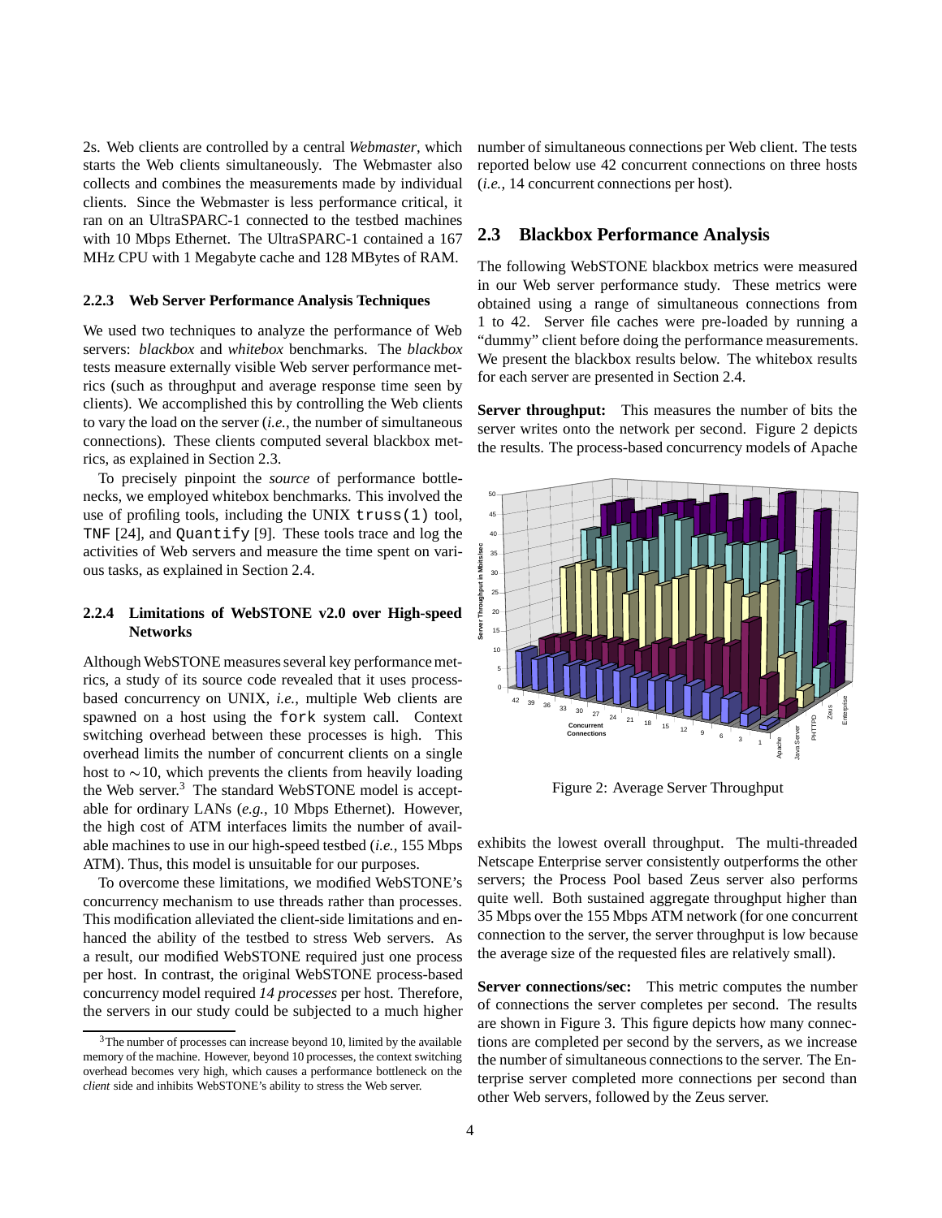2s. Web clients are controlled by a central *Webmaster*, which starts the Web clients simultaneously. The Webmaster also collects and combines the measurements made by individual clients. Since the Webmaster is less performance critical, it ran on an UltraSPARC-1 connected to the testbed machines with 10 Mbps Ethernet. The UltraSPARC-1 contained a 167 MHz CPU with 1 Megabyte cache and 128 MBytes of RAM.

#### 2.2.3 Web Server Performance Analysis Techniques

We used two techniques to analyze the performance of Web servers: *blackbox* and *whitebox* benchmarks. The *blackbox* tests measure externally visible Web server performance metrics (such as throughput and average response time seen by clients). We accomplished this by controlling the Web clients to vary the load on the server (*i.e.*, the number of simultaneous connections). These clients computed several blackbox metrics, as explained in Section 2.3.

To precisely pinpoint the *source* of performance bottlenecks, we employed whitebox benchmarks. This involved the use of profiling tools, including the UNIX `truss(1)` tool, `TNF` [24], and `Quantify` [9]. These tools trace and log the activities of Web servers and measure the time spent on various tasks, as explained in Section 2.4.

#### 2.2.4 Limitations of WebSTONE v2.0 over High-speed Networks

Although WebSTONE measures several key performance metrics, a study of its source code revealed that it uses process-based concurrency on UNIX, *i.e.*, multiple Web clients are spawned on a host using the `fork` system call. Context switching overhead between these processes is high. This overhead limits the number of concurrent clients on a single host to $\sim$10, which prevents the clients from heavily loading the Web server.[3] The standard WebSTONE model is acceptable for ordinary LANs (*e.g.*, 10 Mbps Ethernet). However, the high cost of ATM interfaces limits the number of available machines to use in our high-speed testbed (*i.e.*, 155 Mbps ATM). Thus, this model is unsuitable for our purposes.

To overcome these limitations, we modified WebSTONE's concurrency mechanism to use threads rather than processes. This modification alleviated the client-side limitations and enhanced the ability of the testbed to stress Web servers. As a result, our modified WebSTONE required just one process per host. In contrast, the original WebSTONE process-based concurrency model required *14 processes* per host. Therefore, the servers in our study could be subjected to a much higher number of simultaneous connections per Web client. The tests reported below use 42 concurrent connections on three hosts (*i.e.*, 14 concurrent connections per host).

[3] The number of processes can increase beyond 10, limited by the available memory of the machine. However, beyond 10 processes, the context switching overhead becomes very high, which causes a performance bottleneck on the *client* side and inhibits WebSTONE's ability to stress the Web server.

## 2.3 Blackbox Performance Analysis

The following WebSTONE blackbox metrics were measured in our Web server performance study. These metrics were obtained using a range of simultaneous connections from 1 to 42. Server file caches were pre-loaded by running a "dummy" client before doing the performance measurements. We present the blackbox results below. The whitebox results for each server are presented in Section 2.4.

**Server throughput:** This measures the number of bits the server writes onto the network per second. Figure 2 depicts the results. The process-based concurrency models of Apache exhibits the lowest overall throughput. The multi-threaded Netscape Enterprise server consistently outperforms the other servers; the Process Pool based Zeus server also performs quite well. Both sustained aggregate throughput higher than 35 Mbps over the 155 Mbps ATM network (for one concurrent connection to the server, the server throughput is low because the average size of the requested files are relatively small).

Figure 2: Average Server Throughput

**Server connections/sec:** This metric computes the number of connections the server completes per second. The results are shown in Figure 3. This figure depicts how many connections are completed per second by the servers, as we increase the number of simultaneous connections to the server. The Enterprise server completed more connections per second than other Web servers, followed by the Zeus server.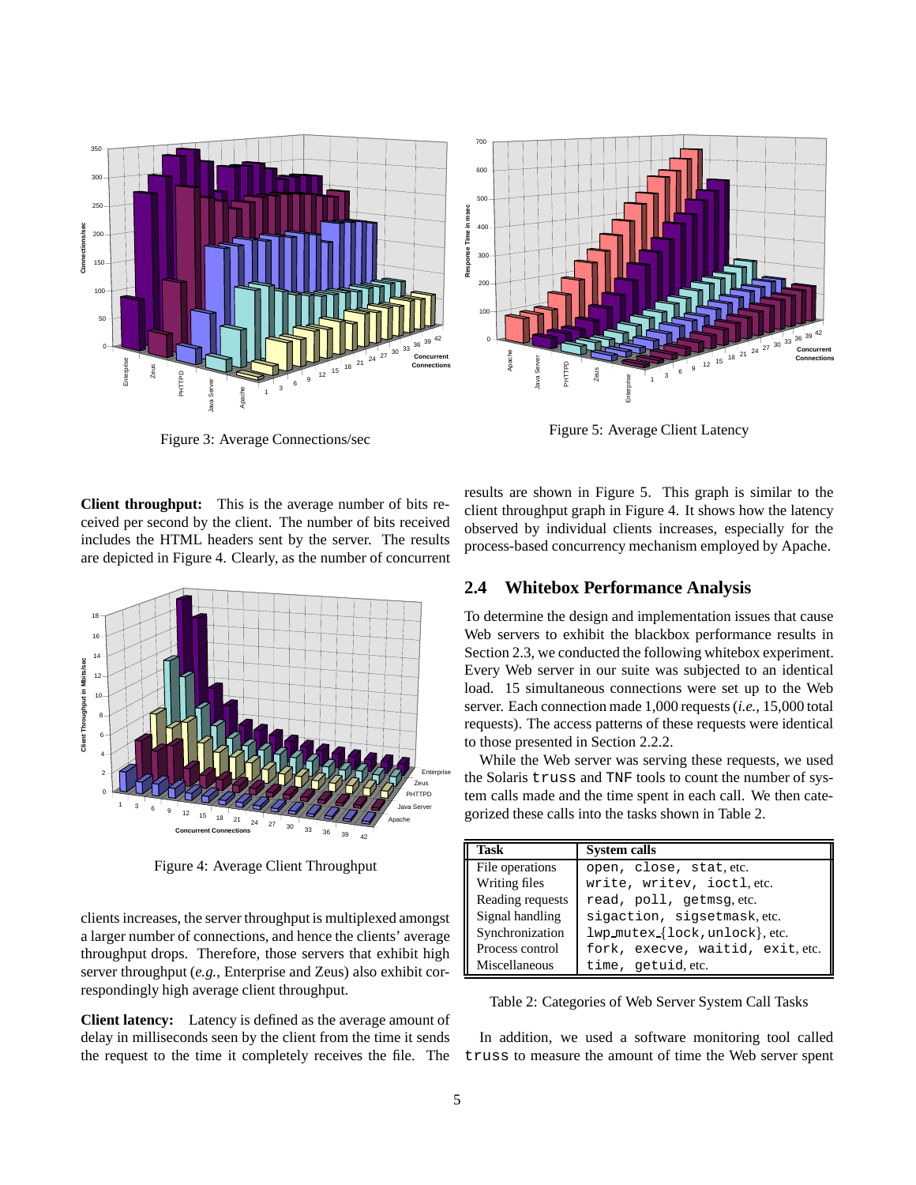Figure 3: Average Connections/sec

Figure 5: Average Client Latency

**Client throughput:** This is the average number of bits received per second by the client. The number of bits received includes the HTML headers sent by the server. The results are depicted in Figure 4. Clearly, as the number of concurrent clients increases, the server throughput is multiplexed amongst a larger number of connections, and hence the clients' average throughput drops. Therefore, those servers that exhibit high server throughput (*e.g.*, Enterprise and Zeus) also exhibit correspondingly high average client throughput.

Figure 4: Average Client Throughput

**Client latency:** Latency is defined as the average amount of delay in milliseconds seen by the client from the time it sends the request to the time it completely receives the file. The results are shown in Figure 5. This graph is similar to the client throughput graph in Figure 4. It shows how the latency observed by individual clients increases, especially for the process-based concurrency mechanism employed by Apache.

## 2.4 Whitebox Performance Analysis

To determine the design and implementation issues that cause Web servers to exhibit the blackbox performance results in Section 2.3, we conducted the following whitebox experiment. Every Web server in our suite was subjected to an identical load. 15 simultaneous connections were set up to the Web server. Each connection made 1,000 requests (*i.e.*, 15,000 total requests). The access patterns of these requests were identical to those presented in Section 2.2.2.

While the Web server was serving these requests, we used the Solaris `truss` and `TNF` tools to count the number of system calls made and the time spent in each call. We then categorized these calls into the tasks shown in Table 2.

| Task | System calls |
|---|---|
| File operations | `open, close, stat`, etc. |
| Writing files | `write, writev, ioctl`, etc. |
| Reading requests | `read, poll, getmsg`, etc. |
| Signal handling | `sigaction, sigsetmask`, etc. |
| Synchronization | `lwp_mutex_{lock,unlock}`, etc. |
| Process control | `fork, execve, waitid, exit`, etc. |
| Miscellaneous | `time, getuid`, etc. |

Table 2: Categories of Web Server System Call Tasks

In addition, we used a software monitoring tool called `truss` to measure the amount of time the Web server spent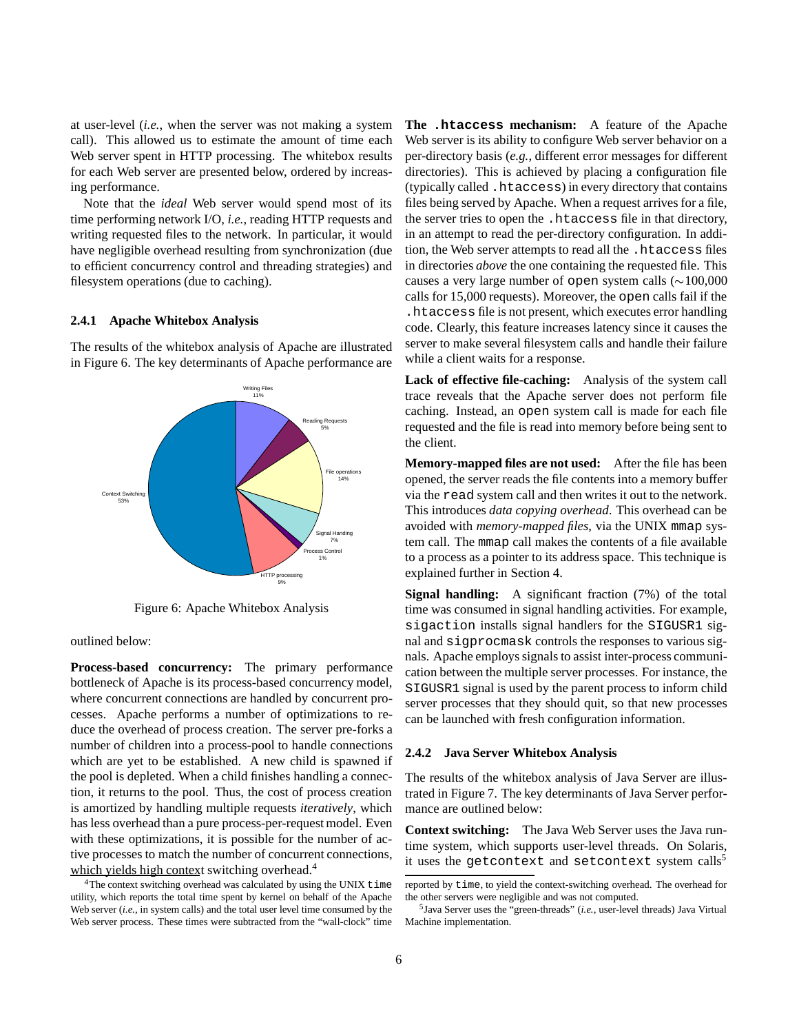at user-level (*i.e.*, when the server was not making a system call). This allowed us to estimate the amount of time each Web server spent in HTTP processing. The whitebox results for each Web server are presented below, ordered by increasing performance.

Note that the *ideal* Web server would spend most of its time performing network I/O, *i.e.*, reading HTTP requests and writing requested files to the network. In particular, it would have negligible overhead resulting from synchronization (due to efficient concurrency control and threading strategies) and filesystem operations (due to caching).

### 2.4.1 Apache Whitebox Analysis

The results of the whitebox analysis of Apache are illustrated in Figure 6. The key determinants of Apache performance are outlined below:

Writing Files 11%, Reading Requests 5%, File operations 14%, Signal Handling 7%, Process Control 1%, HTTP processing 9%, Context Switching 53%

Figure 6: Apache Whitebox Analysis

**Process-based concurrency:** The primary performance bottleneck of Apache is its process-based concurrency model, where concurrent connections are handled by concurrent processes. Apache performs a number of optimizations to reduce the overhead of process creation. The server pre-forks a number of children into a process-pool to handle connections which are yet to be established. A new child is spawned if the pool is depleted. When a child finishes handling a connection, it returns to the pool. Thus, the cost of process creation is amortized by handling multiple requests *iteratively*, which has less overhead than a pure process-per-request model. Even with these optimizations, it is possible for the number of active processes to match the number of concurrent connections, which yields high context switching overhead.[4]

**The `.htaccess` mechanism:** A feature of the Apache Web server is its ability to configure Web server behavior on a per-directory basis (*e.g.*, different error messages for different directories). This is achieved by placing a configuration file (typically called `.htaccess`) in every directory that contains files being served by Apache. When a request arrives for a file, the server tries to open the `.htaccess` file in that directory, in an attempt to read the per-directory configuration. In addition, the Web server attempts to read all the `.htaccess` files in directories *above* the one containing the requested file. This causes a very large number of `open` system calls (~100,000 calls for 15,000 requests). Moreover, the `open` calls fail if the `.htaccess` file is not present, which executes error handling code. Clearly, this feature increases latency since it causes the server to make several filesystem calls and handle their failure while a client waits for a response.

**Lack of effective file-caching:** Analysis of the system call trace reveals that the Apache server does not perform file caching. Instead, an `open` system call is made for each file requested and the file is read into memory before being sent to the client.

**Memory-mapped files are not used:** After the file has been opened, the server reads the file contents into a memory buffer via the `read` system call and then writes it out to the network. This introduces *data copying overhead*. This overhead can be avoided with *memory-mapped files*, via the UNIX `mmap` system call. The `mmap` call makes the contents of a file available to a process as a pointer to its address space. This technique is explained further in Section 4.

**Signal handling:** A significant fraction (7%) of the total time was consumed in signal handling activities. For example, `sigaction` installs signal handlers for the `SIGUSR1` signal and `sigprocmask` controls the responses to various signals. Apache employs signals to assist inter-process communication between the multiple server processes. For instance, the `SIGUSR1` signal is used by the parent process to inform child server processes that they should quit, so that new processes can be launched with fresh configuration information.

### 2.4.2 Java Server Whitebox Analysis

The results of the whitebox analysis of Java Server are illustrated in Figure 7. The key determinants of Java Server performance are outlined below:

**Context switching:** The Java Web Server uses the Java runtime system, which supports user-level threads. On Solaris, it uses the `getcontext` and `setcontext` system calls[5]

[4] The context switching overhead was calculated by using the UNIX `time` utility, which reports the total time spent by kernel on behalf of the Apache Web server (*i.e.*, in system calls) and the total user level time consumed by the Web server process. These times were subtracted from the "wall-clock" time reported by `time`, to yield the context-switching overhead. The overhead for the other servers were negligible and was not computed.

[5] Java Server uses the "green-threads" (*i.e.*, user-level threads) Java Virtual Machine implementation.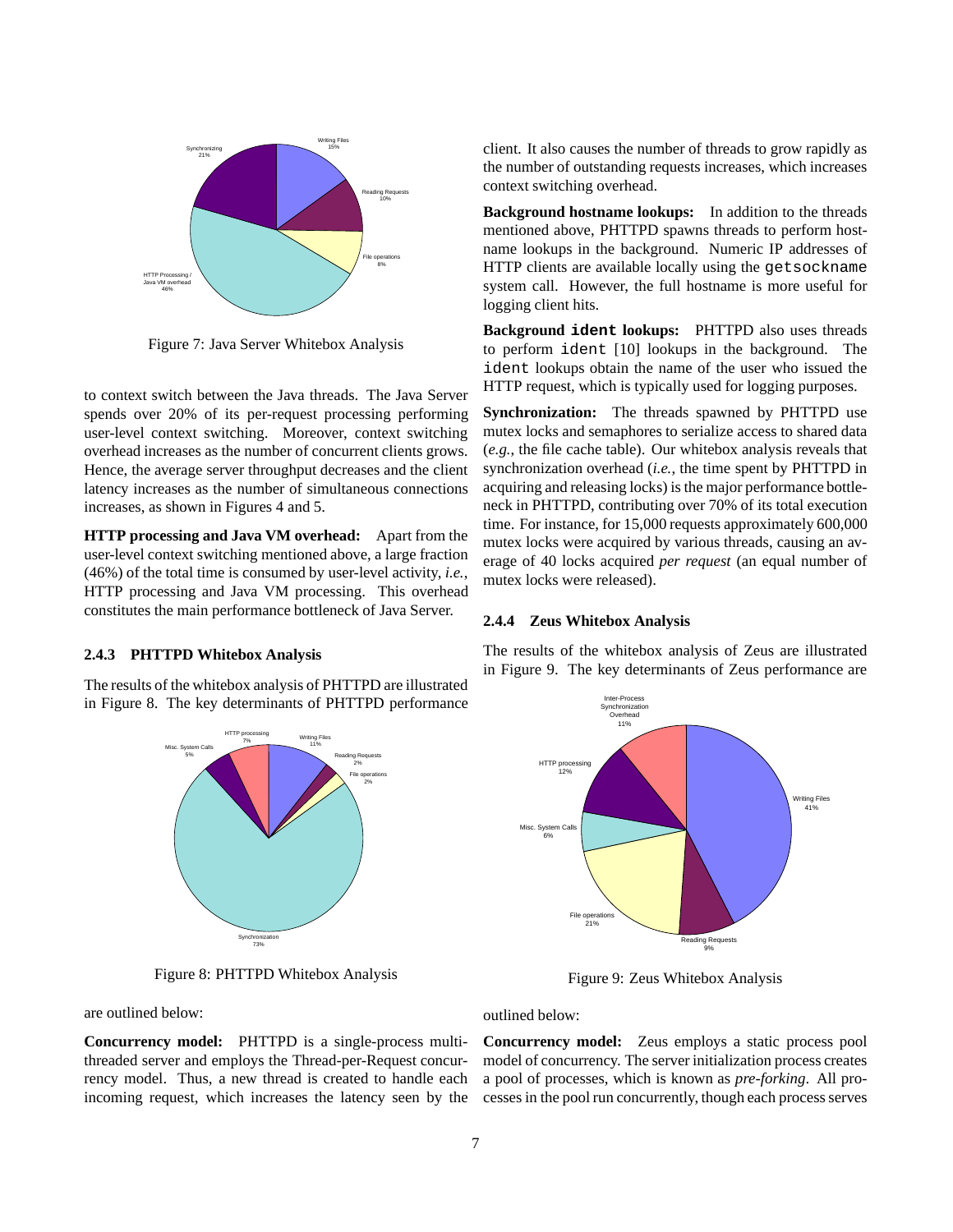Figure 7: Java Server Whitebox Analysis

to context switch between the Java threads. The Java Server spends over 20% of its per-request processing performing user-level context switching. Moreover, context switching overhead increases as the number of concurrent clients grows. Hence, the average server throughput decreases and the client latency increases as the number of simultaneous connections increases, as shown in Figures 4 and 5.

**HTTP processing and Java VM overhead:** Apart from the user-level context switching mentioned above, a large fraction (46%) of the total time is consumed by user-level activity, *i.e.*, HTTP processing and Java VM processing. This overhead constitutes the main performance bottleneck of Java Server.

### 2.4.3 PHTTPD Whitebox Analysis

The results of the whitebox analysis of PHTTPD are illustrated in Figure 8. The key determinants of PHTTPD performance are outlined below:

Figure 8: PHTTPD Whitebox Analysis

**Concurrency model:** PHTTPD is a single-process multi-threaded server and employs the Thread-per-Request concurrency model. Thus, a new thread is created to handle each incoming request, which increases the latency seen by the client. It also causes the number of threads to grow rapidly as the number of outstanding requests increases, which increases context switching overhead.

**Background hostname lookups:** In addition to the threads mentioned above, PHTTPD spawns threads to perform hostname lookups in the background. Numeric IP addresses of HTTP clients are available locally using the `getsockname` system call. However, the full hostname is more useful for logging client hits.

**Background `ident` lookups:** PHTTPD also uses threads to perform `ident` [10] lookups in the background. The `ident` lookups obtain the name of the user who issued the HTTP request, which is typically used for logging purposes.

**Synchronization:** The threads spawned by PHTTPD use mutex locks and semaphores to serialize access to shared data (*e.g.*, the file cache table). Our whitebox analysis reveals that synchronization overhead (*i.e.*, the time spent by PHTTPD in acquiring and releasing locks) is the major performance bottleneck in PHTTPD, contributing over 70% of its total execution time. For instance, for 15,000 requests approximately 600,000 mutex locks were acquired by various threads, causing an average of 40 locks acquired *per request* (an equal number of mutex locks were released).

### 2.4.4 Zeus Whitebox Analysis

The results of the whitebox analysis of Zeus are illustrated in Figure 9. The key determinants of Zeus performance are outlined below:

Figure 9: Zeus Whitebox Analysis

**Concurrency model:** Zeus employs a static process pool model of concurrency. The server initialization process creates a pool of processes, which is known as *pre-forking*. All processes in the pool run concurrently, though each process serves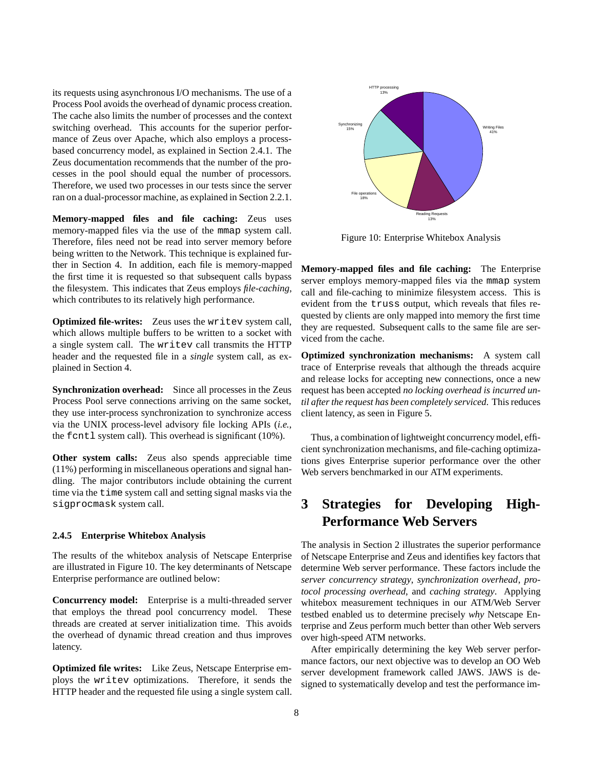its requests using asynchronous I/O mechanisms. The use of a Process Pool avoids the overhead of dynamic process creation. The cache also limits the number of processes and the context switching overhead. This accounts for the superior performance of Zeus over Apache, which also employs a process-based concurrency model, as explained in Section 2.4.1. The Zeus documentation recommends that the number of the processes in the pool should equal the number of processors. Therefore, we used two processes in our tests since the server ran on a dual-processor machine, as explained in Section 2.2.1.

**Memory-mapped files and file caching:** Zeus uses memory-mapped files via the use of the `mmap` system call. Therefore, files need not be read into server memory before being written to the Network. This technique is explained further in Section 4. In addition, each file is memory-mapped the first time it is requested so that subsequent calls bypass the filesystem. This indicates that Zeus employs *file-caching*, which contributes to its relatively high performance.

**Optimized file-writes:** Zeus uses the `writev` system call, which allows multiple buffers to be written to a socket with a single system call. The `writev` call transmits the HTTP header and the requested file in a *single* system call, as explained in Section 4.

**Synchronization overhead:** Since all processes in the Zeus Process Pool serve connections arriving on the same socket, they use inter-process synchronization to synchronize access via the UNIX process-level advisory file locking APIs (*i.e.*, the `fcntl` system call). This overhead is significant (10%).

**Other system calls:** Zeus also spends appreciable time (11%) performing in miscellaneous operations and signal handling. The major contributors include obtaining the current time via the `time` system call and setting signal masks via the `sigprocmask` system call.

#### 2.4.5 Enterprise Whitebox Analysis

The results of the whitebox analysis of Netscape Enterprise are illustrated in Figure 10. The key determinants of Netscape Enterprise performance are outlined below:

**Concurrency model:** Enterprise is a multi-threaded server that employs the thread pool concurrency model. These threads are created at server initialization time. This avoids the overhead of dynamic thread creation and thus improves latency.

**Optimized file writes:** Like Zeus, Netscape Enterprise employs the `writev` optimizations. Therefore, it sends the HTTP header and the requested file using a single system call.

Figure 10: Enterprise Whitebox Analysis

**Memory-mapped files and file caching:** The Enterprise server employs memory-mapped files via the `mmap` system call and file-caching to minimize filesystem access. This is evident from the `truss` output, which reveals that files requested by clients are only mapped into memory the first time they are requested. Subsequent calls to the same file are serviced from the cache.

**Optimized synchronization mechanisms:** A system call trace of Enterprise reveals that although the threads acquire and release locks for accepting new connections, once a new request has been accepted *no locking overhead is incurred until after the request has been completely serviced*. This reduces client latency, as seen in Figure 5.

Thus, a combination of lightweight concurrency model, efficient synchronization mechanisms, and file-caching optimizations gives Enterprise superior performance over the other Web servers benchmarked in our ATM experiments.

# 3 Strategies for Developing High-Performance Web Servers

The analysis in Section 2 illustrates the superior performance of Netscape Enterprise and Zeus and identifies key factors that determine Web server performance. These factors include the *server concurrency strategy*, *synchronization overhead*, *protocol processing overhead*, and *caching strategy*. Applying whitebox measurement techniques in our ATM/Web Server testbed enabled us to determine precisely *why* Netscape Enterprise and Zeus perform much better than other Web servers over high-speed ATM networks.

After empirically determining the key Web server performance factors, our next objective was to develop an OO Web server development framework called JAWS. JAWS is designed to systematically develop and test the performance im-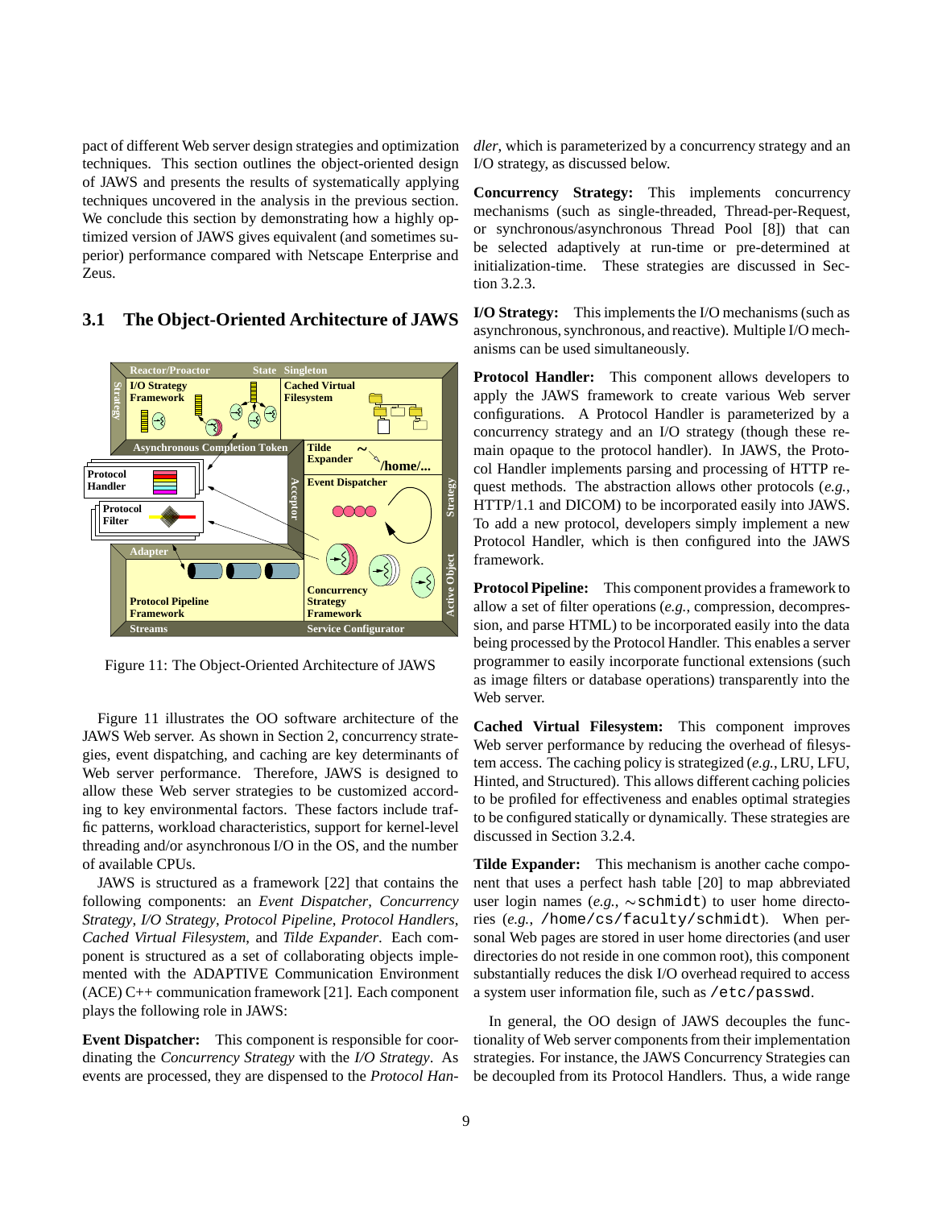pact of different Web server design strategies and optimization techniques. This section outlines the object-oriented design of JAWS and presents the results of systematically applying techniques uncovered in the analysis in the previous section. We conclude this section by demonstrating how a highly optimized version of JAWS gives equivalent (and sometimes superior) performance compared with Netscape Enterprise and Zeus.

## 3.1 The Object-Oriented Architecture of JAWS

Figure 11: The Object-Oriented Architecture of JAWS

Figure 11 illustrates the OO software architecture of the JAWS Web server. As shown in Section 2, concurrency strategies, event dispatching, and caching are key determinants of Web server performance. Therefore, JAWS is designed to allow these Web server strategies to be customized according to key environmental factors. These factors include traffic patterns, workload characteristics, support for kernel-level threading and/or asynchronous I/O in the OS, and the number of available CPUs.

JAWS is structured as a framework [22] that contains the following components: an *Event Dispatcher*, *Concurrency Strategy*, *I/O Strategy*, *Protocol Pipeline*, *Protocol Handlers*, *Cached Virtual Filesystem*, and *Tilde Expander*. Each component is structured as a set of collaborating objects implemented with the ADAPTIVE Communication Environment (ACE) C++ communication framework [21]. Each component plays the following role in JAWS:

**Event Dispatcher:** This component is responsible for coordinating the *Concurrency Strategy* with the *I/O Strategy*. As events are processed, they are dispensed to the *Protocol Handler*, which is parameterized by a concurrency strategy and an I/O strategy, as discussed below.

**Concurrency Strategy:** This implements concurrency mechanisms (such as single-threaded, Thread-per-Request, or synchronous/asynchronous Thread Pool [8]) that can be selected adaptively at run-time or pre-determined at initialization-time. These strategies are discussed in Section 3.2.3.

**I/O Strategy:** This implements the I/O mechanisms (such as asynchronous, synchronous, and reactive). Multiple I/O mechanisms can be used simultaneously.

**Protocol Handler:** This component allows developers to apply the JAWS framework to create various Web server configurations. A Protocol Handler is parameterized by a concurrency strategy and an I/O strategy (though these remain opaque to the protocol handler). In JAWS, the Protocol Handler implements parsing and processing of HTTP request methods. The abstraction allows other protocols (*e.g.*, HTTP/1.1 and DICOM) to be incorporated easily into JAWS. To add a new protocol, developers simply implement a new Protocol Handler, which is then configured into the JAWS framework.

**Protocol Pipeline:** This component provides a framework to allow a set of filter operations (*e.g.*, compression, decompression, and parse HTML) to be incorporated easily into the data being processed by the Protocol Handler. This enables a server programmer to easily incorporate functional extensions (such as image filters or database operations) transparently into the Web server.

**Cached Virtual Filesystem:** This component improves Web server performance by reducing the overhead of filesystem access. The caching policy is strategized (*e.g.*, LRU, LFU, Hinted, and Structured). This allows different caching policies to be profiled for effectiveness and enables optimal strategies to be configured statically or dynamically. These strategies are discussed in Section 3.2.4.

**Tilde Expander:** This mechanism is another cache component that uses a perfect hash table [20] to map abbreviated user login names (*e.g.*, `~schmidt`) to user home directories (*e.g.*, `/home/cs/faculty/schmidt`). When personal Web pages are stored in user home directories (and user directories do not reside in one common root), this component substantially reduces the disk I/O overhead required to access a system user information file, such as `/etc/passwd`.

In general, the OO design of JAWS decouples the functionality of Web server components from their implementation strategies. For instance, the JAWS Concurrency Strategies can be decoupled from its Protocol Handlers. Thus, a wide range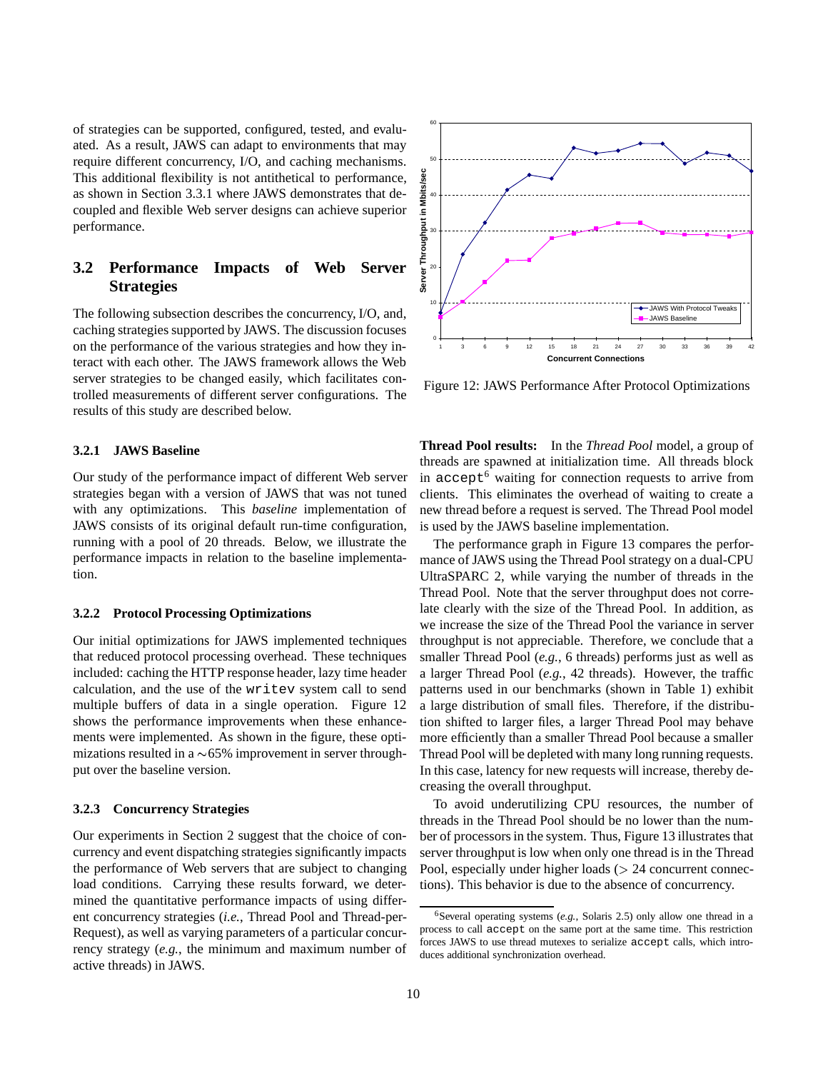of strategies can be supported, configured, tested, and evaluated. As a result, JAWS can adapt to environments that may require different concurrency, I/O, and caching mechanisms. This additional flexibility is not antithetical to performance, as shown in Section 3.3.1 where JAWS demonstrates that decoupled and flexible Web server designs can achieve superior performance.

## 3.2 Performance Impacts of Web Server Strategies

The following subsection describes the concurrency, I/O, and, caching strategies supported by JAWS. The discussion focuses on the performance of the various strategies and how they interact with each other. The JAWS framework allows the Web server strategies to be changed easily, which facilitates controlled measurements of different server configurations. The results of this study are described below.

### 3.2.1 JAWS Baseline

Our study of the performance impact of different Web server strategies began with a version of JAWS that was not tuned with any optimizations. This *baseline* implementation of JAWS consists of its original default run-time configuration, running with a pool of 20 threads. Below, we illustrate the performance impacts in relation to the baseline implementation.

### 3.2.2 Protocol Processing Optimizations

Our initial optimizations for JAWS implemented techniques that reduced protocol processing overhead. These techniques included: caching the HTTP response header, lazy time header calculation, and the use of the `writev` system call to send multiple buffers of data in a single operation. Figure 12 shows the performance improvements when these enhancements were implemented. As shown in the figure, these optimizations resulted in a ~65% improvement in server throughput over the baseline version.

### 3.2.3 Concurrency Strategies

Our experiments in Section 2 suggest that the choice of concurrency and event dispatching strategies significantly impacts the performance of Web servers that are subject to changing load conditions. Carrying these results forward, we determined the quantitative performance impacts of using different concurrency strategies (*i.e.*, Thread Pool and Thread-per-Request), as well as varying parameters of a particular concurrency strategy (*e.g.*, the minimum and maximum number of active threads) in JAWS.

Figure 12: JAWS Performance After Protocol Optimizations

**Thread Pool results:** In the *Thread Pool* model, a group of threads are spawned at initialization time. All threads block in `accept`[6] waiting for connection requests to arrive from clients. This eliminates the overhead of waiting to create a new thread before a request is served. The Thread Pool model is used by the JAWS baseline implementation.

The performance graph in Figure 13 compares the performance of JAWS using the Thread Pool strategy on a dual-CPU UltraSPARC 2, while varying the number of threads in the Thread Pool. Note that the server throughput does not correlate clearly with the size of the Thread Pool. In addition, as we increase the size of the Thread Pool the variance in server throughput is not appreciable. Therefore, we conclude that a smaller Thread Pool (*e.g.*, 6 threads) performs just as well as a larger Thread Pool (*e.g.*, 42 threads). However, the traffic patterns used in our benchmarks (shown in Table 1) exhibit a large distribution of small files. Therefore, if the distribution shifted to larger files, a larger Thread Pool may behave more efficiently than a smaller Thread Pool because a smaller Thread Pool will be depleted with many long running requests. In this case, latency for new requests will increase, thereby decreasing the overall throughput.

To avoid underutilizing CPU resources, the number of threads in the Thread Pool should be no lower than the number of processors in the system. Thus, Figure 13 illustrates that server throughput is low when only one thread is in the Thread Pool, especially under higher loads (> 24 concurrent connections). This behavior is due to the absence of concurrency.

[6] Several operating systems (*e.g.*, Solaris 2.5) only allow one thread in a process to call `accept` on the same port at the same time. This restriction forces JAWS to use thread mutexes to serialize `accept` calls, which introduces additional synchronization overhead.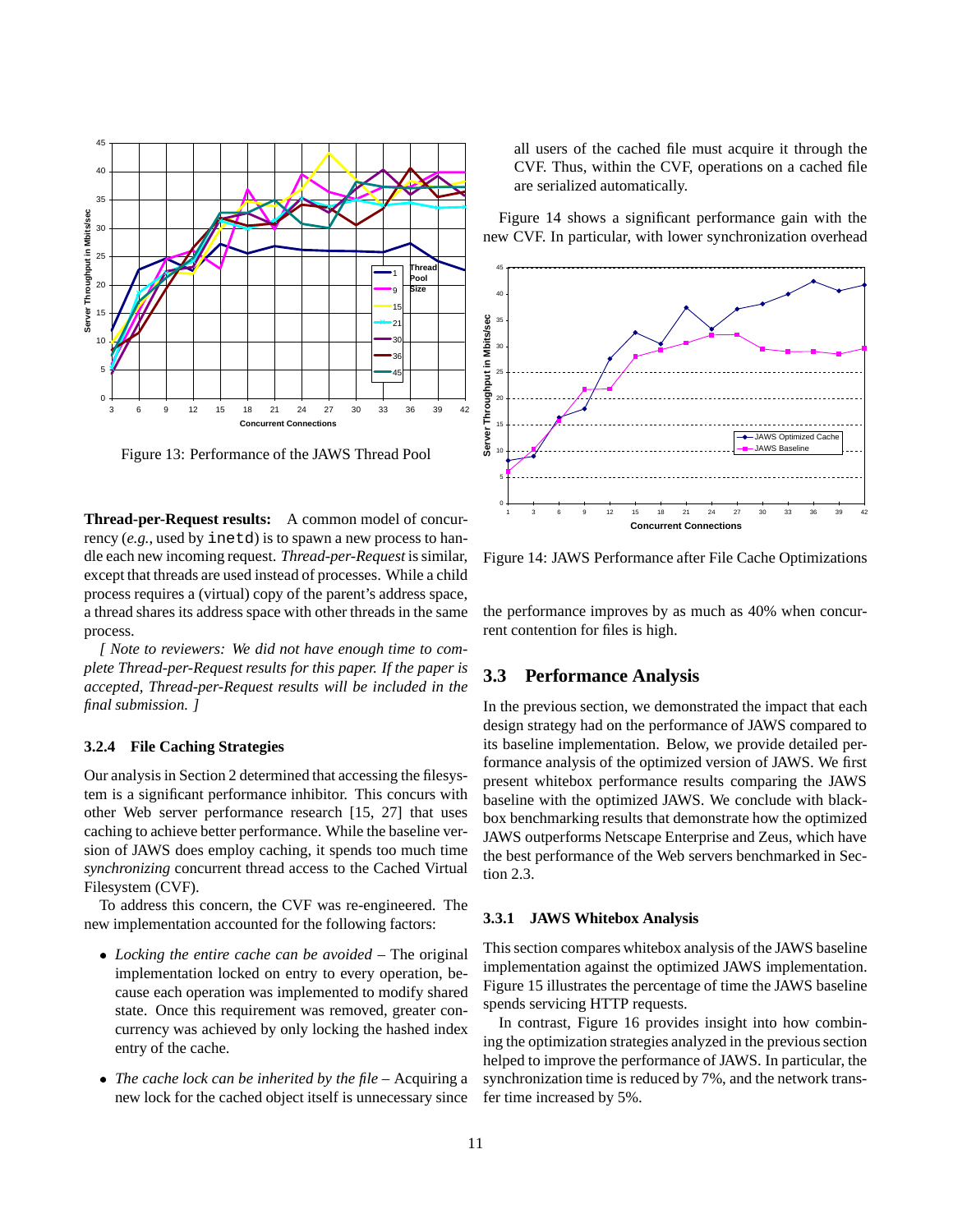Figure 13: Performance of the JAWS Thread Pool

**Thread-per-Request results:** A common model of concurrency (*e.g.*, used by `inetd`) is to spawn a new process to handle each new incoming request. *Thread-per-Request* is similar, except that threads are used instead of processes. While a child process requires a (virtual) copy of the parent's address space, a thread shares its address space with other threads in the same process.

*[ Note to reviewers: We did not have enough time to complete Thread-per-Request results for this paper. If the paper is accepted, Thread-per-Request results will be included in the final submission. ]*

#### 3.2.4 File Caching Strategies

Our analysis in Section 2 determined that accessing the filesystem is a significant performance inhibitor. This concurs with other Web server performance research [15, 27] that uses caching to achieve better performance. While the baseline version of JAWS does employ caching, it spends too much time *synchronizing* concurrent thread access to the Cached Virtual Filesystem (CVF).

To address this concern, the CVF was re-engineered. The new implementation accounted for the following factors:

- *Locking the entire cache can be avoided* – The original implementation locked on entry to every operation, because each operation was implemented to modify shared state. Once this requirement was removed, greater concurrency was achieved by only locking the hashed index entry of the cache.
- *The cache lock can be inherited by the file* – Acquiring a new lock for the cached object itself is unnecessary since all users of the cached file must acquire it through the CVF. Thus, within the CVF, operations on a cached file are serialized automatically.

Figure 14 shows a significant performance gain with the new CVF. In particular, with lower synchronization overhead the performance improves by as much as 40% when concurrent contention for files is high.

Figure 14: JAWS Performance after File Cache Optimizations

## 3.3 Performance Analysis

In the previous section, we demonstrated the impact that each design strategy had on the performance of JAWS compared to its baseline implementation. Below, we provide detailed performance analysis of the optimized version of JAWS. We first present whitebox performance results comparing the JAWS baseline with the optimized JAWS. We conclude with blackbox benchmarking results that demonstrate how the optimized JAWS outperforms Netscape Enterprise and Zeus, which have the best performance of the Web servers benchmarked in Section 2.3.

#### 3.3.1 JAWS Whitebox Analysis

This section compares whitebox analysis of the JAWS baseline implementation against the optimized JAWS implementation. Figure 15 illustrates the percentage of time the JAWS baseline spends servicing HTTP requests.

In contrast, Figure 16 provides insight into how combining the optimization strategies analyzed in the previous section helped to improve the performance of JAWS. In particular, the synchronization time is reduced by 7%, and the network transfer time increased by 5%.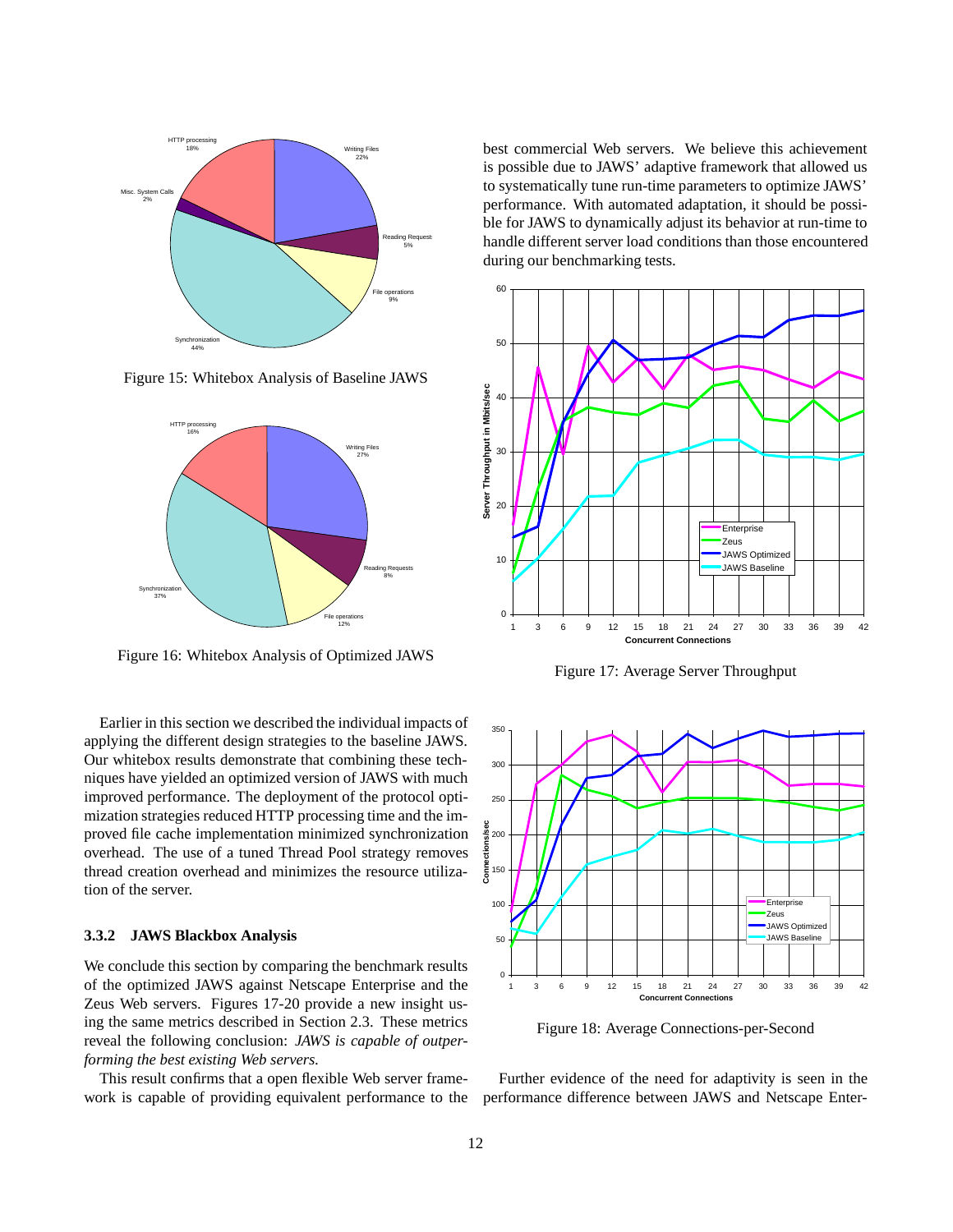Figure 15: Whitebox Analysis of Baseline JAWS

Figure 16: Whitebox Analysis of Optimized JAWS

Earlier in this section we described the individual impacts of applying the different design strategies to the baseline JAWS. Our whitebox results demonstrate that combining these techniques have yielded an optimized version of JAWS with much improved performance. The deployment of the protocol optimization strategies reduced HTTP processing time and the improved file cache implementation minimized synchronization overhead. The use of a tuned Thread Pool strategy removes thread creation overhead and minimizes the resource utilization of the server.

### 3.3.2 JAWS Blackbox Analysis

We conclude this section by comparing the benchmark results of the optimized JAWS against Netscape Enterprise and the Zeus Web servers. Figures 17-20 provide a new insight using the same metrics described in Section 2.3. These metrics reveal the following conclusion: *JAWS is capable of outperforming the best existing Web servers.*

This result confirms that a open flexible Web server framework is capable of providing equivalent performance to the best commercial Web servers. We believe this achievement is possible due to JAWS' adaptive framework that allowed us to systematically tune run-time parameters to optimize JAWS' performance. With automated adaptation, it should be possible for JAWS to dynamically adjust its behavior at run-time to handle different server load conditions than those encountered during our benchmarking tests.

Figure 17: Average Server Throughput

Figure 18: Average Connections-per-Second

Further evidence of the need for adaptivity is seen in the performance difference between JAWS and Netscape Enter-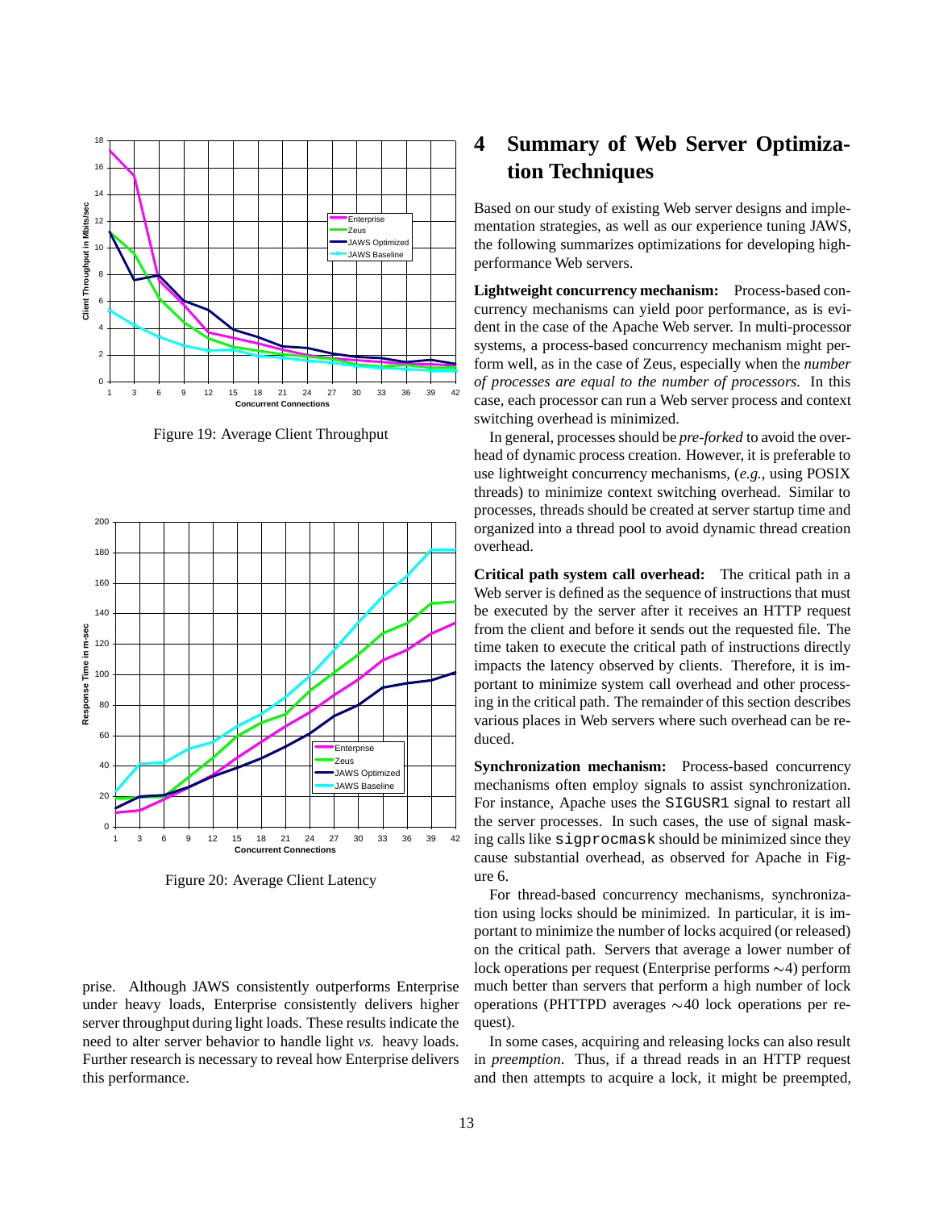Figure 19: Average Client Throughput

Figure 20: Average Client Latency

prise. Although JAWS consistently outperforms Enterprise under heavy loads, Enterprise consistently delivers higher server throughput during light loads. These results indicate the need to alter server behavior to handle light *vs.* heavy loads. Further research is necessary to reveal how Enterprise delivers this performance.

# 4 Summary of Web Server Optimization Techniques

Based on our study of existing Web server designs and implementation strategies, as well as our experience tuning JAWS, the following summarizes optimizations for developing high-performance Web servers.

**Lightweight concurrency mechanism:** Process-based concurrency mechanisms can yield poor performance, as is evident in the case of the Apache Web server. In multi-processor systems, a process-based concurrency mechanism might perform well, as in the case of Zeus, especially when the *number of processes are equal to the number of processors.* In this case, each processor can run a Web server process and context switching overhead is minimized.

In general, processes should be *pre-forked* to avoid the overhead of dynamic process creation. However, it is preferable to use lightweight concurrency mechanisms, (*e.g.*, using POSIX threads) to minimize context switching overhead. Similar to processes, threads should be created at server startup time and organized into a thread pool to avoid dynamic thread creation overhead.

**Critical path system call overhead:** The critical path in a Web server is defined as the sequence of instructions that must be executed by the server after it receives an HTTP request from the client and before it sends out the requested file. The time taken to execute the critical path of instructions directly impacts the latency observed by clients. Therefore, it is important to minimize system call overhead and other processing in the critical path. The remainder of this section describes various places in Web servers where such overhead can be reduced.

**Synchronization mechanism:** Process-based concurrency mechanisms often employ signals to assist synchronization. For instance, Apache uses the SIGUSR1 signal to restart all the server processes. In such cases, the use of signal masking calls like sigprocmask should be minimized since they cause substantial overhead, as observed for Apache in Figure 6.

For thread-based concurrency mechanisms, synchronization using locks should be minimized. In particular, it is important to minimize the number of locks acquired (or released) on the critical path. Servers that average a lower number of lock operations per request (Enterprise performs $\sim$4) perform much better than servers that perform a high number of lock operations (PHTTPD averages $\sim$40 lock operations per request).

In some cases, acquiring and releasing locks can also result in *preemption*. Thus, if a thread reads in an HTTP request and then attempts to acquire a lock, it might be preempted,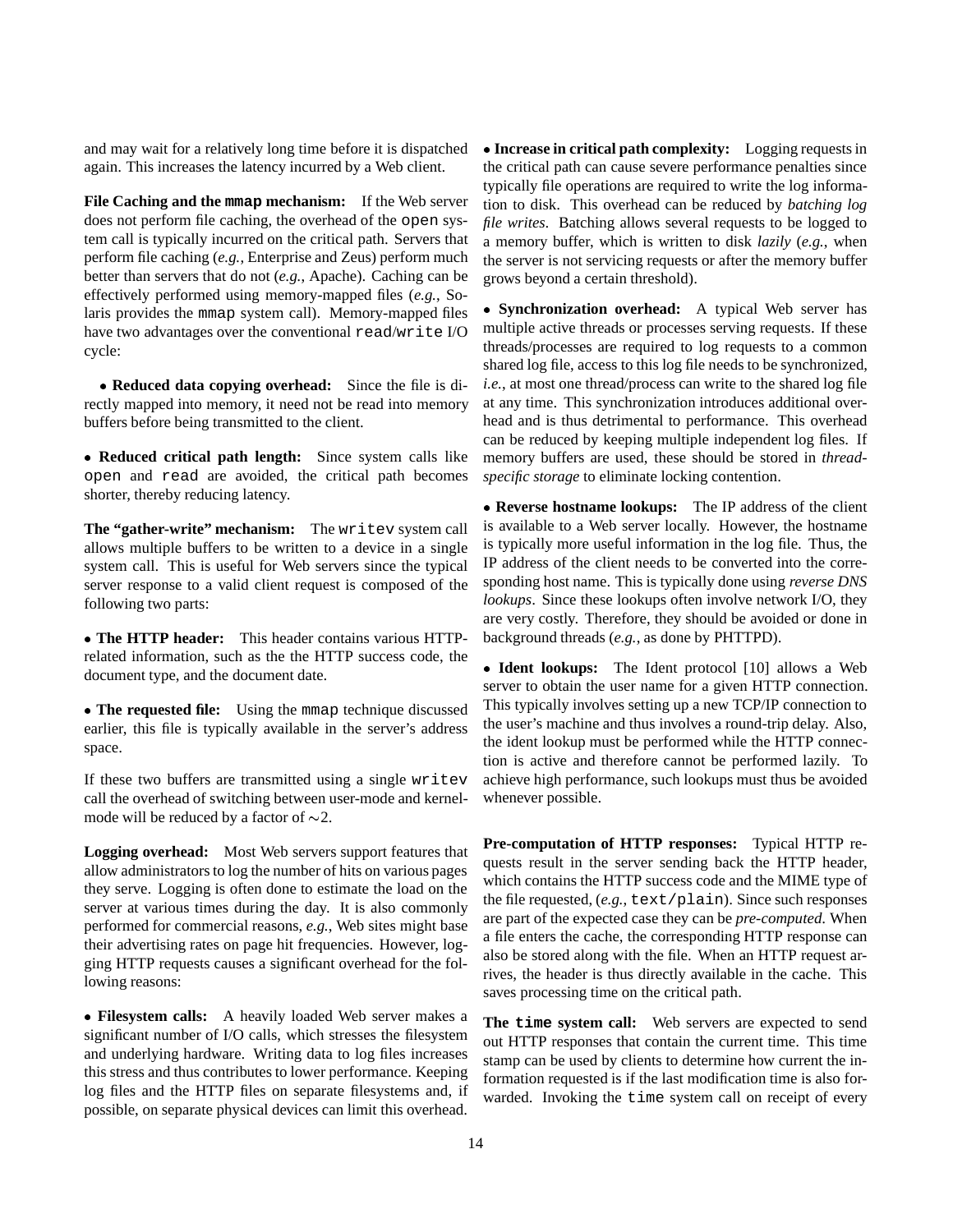and may wait for a relatively long time before it is dispatched again. This increases the latency incurred by a Web client.

**File Caching and the `mmap` mechanism:** If the Web server does not perform file caching, the overhead of the `open` system call is typically incurred on the critical path. Servers that perform file caching (*e.g.*, Enterprise and Zeus) perform much better than servers that do not (*e.g.*, Apache). Caching can be effectively performed using memory-mapped files (*e.g.*, Solaris provides the `mmap` system call). Memory-mapped files have two advantages over the conventional `read`/`write` I/O cycle:

- **Reduced data copying overhead:** Since the file is directly mapped into memory, it need not be read into memory buffers before being transmitted to the client.

- **Reduced critical path length:** Since system calls like `open` and `read` are avoided, the critical path becomes shorter, thereby reducing latency.

**The "gather-write" mechanism:** The `writev` system call allows multiple buffers to be written to a device in a single system call. This is useful for Web servers since the typical server response to a valid client request is composed of the following two parts:

- **The HTTP header:** This header contains various HTTP-related information, such as the the HTTP success code, the document type, and the document date.

- **The requested file:** Using the `mmap` technique discussed earlier, this file is typically available in the server's address space.

If these two buffers are transmitted using a single `writev` call the overhead of switching between user-mode and kernel-mode will be reduced by a factor of $\sim$2.

**Logging overhead:** Most Web servers support features that allow administrators to log the number of hits on various pages they serve. Logging is often done to estimate the load on the server at various times during the day. It is also commonly performed for commercial reasons, *e.g.*, Web sites might base their advertising rates on page hit frequencies. However, logging HTTP requests causes a significant overhead for the following reasons:

- **Filesystem calls:** A heavily loaded Web server makes a significant number of I/O calls, which stresses the filesystem and underlying hardware. Writing data to log files increases this stress and thus contributes to lower performance. Keeping log files and the HTTP files on separate filesystems and, if possible, on separate physical devices can limit this overhead.

- **Increase in critical path complexity:** Logging requests in the critical path can cause severe performance penalties since typically file operations are required to write the log information to disk. This overhead can be reduced by *batching log file writes*. Batching allows several requests to be logged to a memory buffer, which is written to disk *lazily* (*e.g.*, when the server is not servicing requests or after the memory buffer grows beyond a certain threshold).

- **Synchronization overhead:** A typical Web server has multiple active threads or processes serving requests. If these threads/processes are required to log requests to a common shared log file, access to this log file needs to be synchronized, *i.e.*, at most one thread/process can write to the shared log file at any time. This synchronization introduces additional overhead and is thus detrimental to performance. This overhead can be reduced by keeping multiple independent log files. If memory buffers are used, these should be stored in *thread-specific storage* to eliminate locking contention.

- **Reverse hostname lookups:** The IP address of the client is available to a Web server locally. However, the hostname is typically more useful information in the log file. Thus, the IP address of the client needs to be converted into the corresponding host name. This is typically done using *reverse DNS lookups*. Since these lookups often involve network I/O, they are very costly. Therefore, they should be avoided or done in background threads (*e.g.*, as done by PHTTPD).

- **Ident lookups:** The Ident protocol [10] allows a Web server to obtain the user name for a given HTTP connection. This typically involves setting up a new TCP/IP connection to the user's machine and thus involves a round-trip delay. Also, the ident lookup must be performed while the HTTP connection is active and therefore cannot be performed lazily. To achieve high performance, such lookups must thus be avoided whenever possible.

**Pre-computation of HTTP responses:** Typical HTTP requests result in the server sending back the HTTP header, which contains the HTTP success code and the MIME type of the file requested, (*e.g.*, `text/plain`). Since such responses are part of the expected case they can be *pre-computed*. When a file enters the cache, the corresponding HTTP response can also be stored along with the file. When an HTTP request arrives, the header is thus directly available in the cache. This saves processing time on the critical path.

**The `time` system call:** Web servers are expected to send out HTTP responses that contain the current time. This time stamp can be used by clients to determine how current the information requested is if the last modification time is also forwarded. Invoking the `time` system call on receipt of every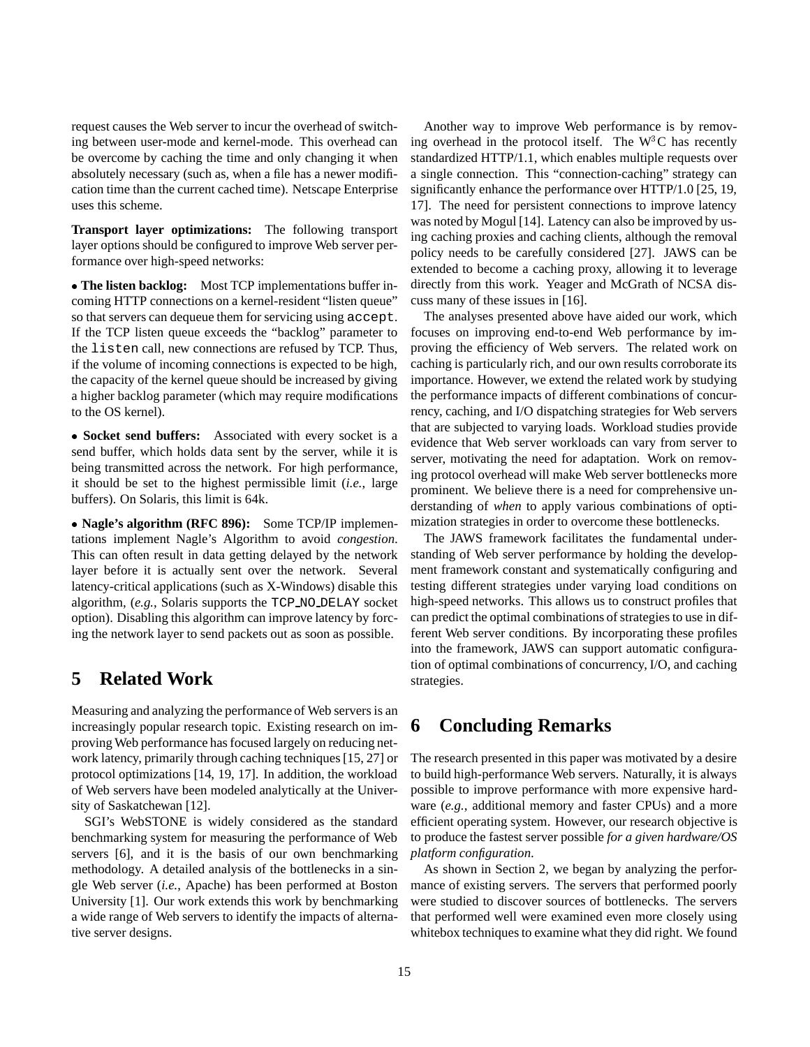request causes the Web server to incur the overhead of switching between user-mode and kernel-mode. This overhead can be overcome by caching the time and only changing it when absolutely necessary (such as, when a file has a newer modification time than the current cached time). Netscape Enterprise uses this scheme.

**Transport layer optimizations:** The following transport layer options should be configured to improve Web server performance over high-speed networks:

- **The listen backlog:** Most TCP implementations buffer incoming HTTP connections on a kernel-resident "listen queue" so that servers can dequeue them for servicing using `accept`. If the TCP listen queue exceeds the "backlog" parameter to the `listen` call, new connections are refused by TCP. Thus, if the volume of incoming connections is expected to be high, the capacity of the kernel queue should be increased by giving a higher backlog parameter (which may require modifications to the OS kernel).

- **Socket send buffers:** Associated with every socket is a send buffer, which holds data sent by the server, while it is being transmitted across the network. For high performance, it should be set to the highest permissible limit (*i.e.*, large buffers). On Solaris, this limit is 64k.

- **Nagle's algorithm (RFC 896):** Some TCP/IP implementations implement Nagle's Algorithm to avoid *congestion*. This can often result in data getting delayed by the network layer before it is actually sent over the network. Several latency-critical applications (such as X-Windows) disable this algorithm, (*e.g.*, Solaris supports the `TCP_NO_DELAY` socket option). Disabling this algorithm can improve latency by forcing the network layer to send packets out as soon as possible.

## 5 Related Work

Measuring and analyzing the performance of Web servers is an increasingly popular research topic. Existing research on improving Web performance has focused largely on reducing network latency, primarily through caching techniques [15, 27] or protocol optimizations [14, 19, 17]. In addition, the workload of Web servers have been modeled analytically at the University of Saskatchewan [12].

SGI's WebSTONE is widely considered as the standard benchmarking system for measuring the performance of Web servers [6], and it is the basis of our own benchmarking methodology. A detailed analysis of the bottlenecks in a single Web server (*i.e.*, Apache) has been performed at Boston University [1]. Our work extends this work by benchmarking a wide range of Web servers to identify the impacts of alternative server designs.

Another way to improve Web performance is by removing overhead in the protocol itself. The $W^3C$ has recently standardized HTTP/1.1, which enables multiple requests over a single connection. This "connection-caching" strategy can significantly enhance the performance over HTTP/1.0 [25, 19, 17]. The need for persistent connections to improve latency was noted by Mogul [14]. Latency can also be improved by using caching proxies and caching clients, although the removal policy needs to be carefully considered [27]. JAWS can be extended to become a caching proxy, allowing it to leverage directly from this work. Yeager and McGrath of NCSA discuss many of these issues in [16].

The analyses presented above have aided our work, which focuses on improving end-to-end Web performance by improving the efficiency of Web servers. The related work on caching is particularly rich, and our own results corroborate its importance. However, we extend the related work by studying the performance impacts of different combinations of concurrency, caching, and I/O dispatching strategies for Web servers that are subjected to varying loads. Workload studies provide evidence that Web server workloads can vary from server to server, motivating the need for adaptation. Work on removing protocol overhead will make Web server bottlenecks more prominent. We believe there is a need for comprehensive understanding of *when* to apply various combinations of optimization strategies in order to overcome these bottlenecks.

The JAWS framework facilitates the fundamental understanding of Web server performance by holding the development framework constant and systematically configuring and testing different strategies under varying load conditions on high-speed networks. This allows us to construct profiles that can predict the optimal combinations of strategies to use in different Web server conditions. By incorporating these profiles into the framework, JAWS can support automatic configuration of optimal combinations of concurrency, I/O, and caching strategies.

## 6 Concluding Remarks

The research presented in this paper was motivated by a desire to build high-performance Web servers. Naturally, it is always possible to improve performance with more expensive hardware (*e.g.*, additional memory and faster CPUs) and a more efficient operating system. However, our research objective is to produce the fastest server possible *for a given hardware/OS platform configuration*.

As shown in Section 2, we began by analyzing the performance of existing servers. The servers that performed poorly were studied to discover sources of bottlenecks. The servers that performed well were examined even more closely using whitebox techniques to examine what they did right. We found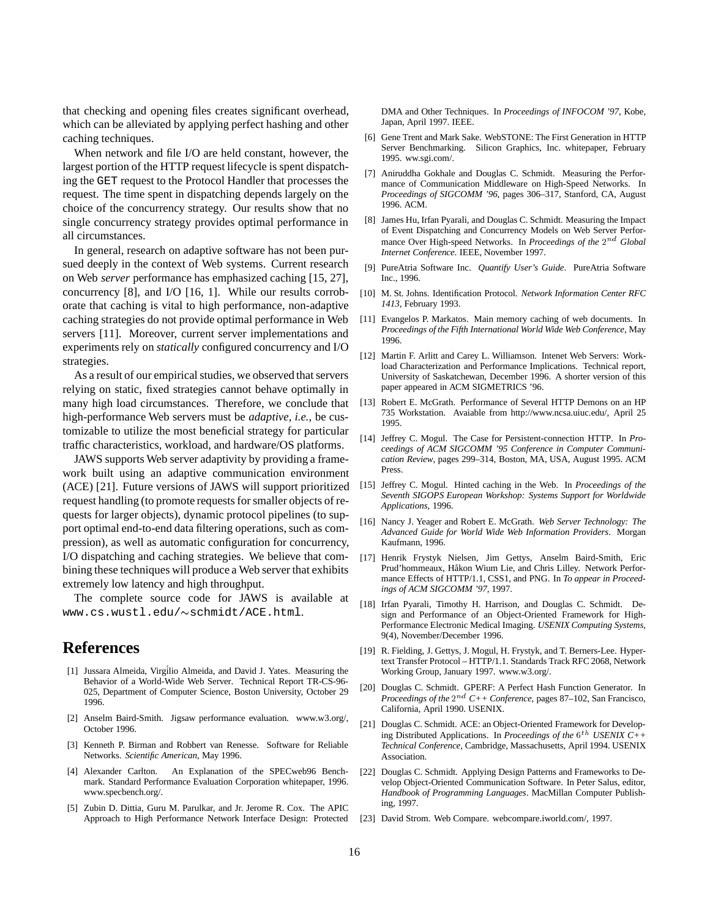that checking and opening files creates significant overhead, which can be alleviated by applying perfect hashing and other caching techniques.

When network and file I/O are held constant, however, the largest portion of the HTTP request lifecycle is spent dispatching the GET request to the Protocol Handler that processes the request. The time spent in dispatching depends largely on the choice of the concurrency strategy. Our results show that no single concurrency strategy provides optimal performance in all circumstances.

In general, research on adaptive software has not been pursued deeply in the context of Web systems. Current research on Web *server* performance has emphasized caching [15, 27], concurrency [8], and I/O [16, 1]. While our results corroborate that caching is vital to high performance, non-adaptive caching strategies do not provide optimal performance in Web servers [11]. Moreover, current server implementations and experiments rely on *statically* configured concurrency and I/O strategies.

As a result of our empirical studies, we observed that servers relying on static, fixed strategies cannot behave optimally in many high load circumstances. Therefore, we conclude that high-performance Web servers must be *adaptive*, *i.e.*, be customizable to utilize the most beneficial strategy for particular traffic characteristics, workload, and hardware/OS platforms.

JAWS supports Web server adaptivity by providing a framework built using an adaptive communication environment (ACE) [21]. Future versions of JAWS will support prioritized request handling (to promote requests for smaller objects of requests for larger objects), dynamic protocol pipelines (to support optimal end-to-end data filtering operations, such as compression), as well as automatic configuration for concurrency, I/O dispatching and caching strategies. We believe that combining these techniques will produce a Web server that exhibits extremely low latency and high throughput.

The complete source code for JAWS is available at `www.cs.wustl.edu/~schmidt/ACE.html`.

# References

[1] Jussara Almeida, Virgílio Almeida, and David J. Yates. Measuring the Behavior of a World-Wide Web Server. Technical Report TR-CS-96-025, Department of Computer Science, Boston University, October 29 1996.

[2] Anselm Baird-Smith. Jigsaw performance evaluation. www.w3.org/, October 1996.

[3] Kenneth P. Birman and Robbert van Renesse. Software for Reliable Networks. *Scientific American*, May 1996.

[4] Alexander Carlton. An Explanation of the SPECweb96 Benchmark. Standard Performance Evaluation Corporation whitepaper, 1996. www.specbench.org/.

[5] Zubin D. Dittia, Guru M. Parulkar, and Jr. Jerome R. Cox. The APIC Approach to High Performance Network Interface Design: Protected DMA and Other Techniques. In *Proceedings of INFOCOM '97*, Kobe, Japan, April 1997. IEEE.

[6] Gene Trent and Mark Sake. WebSTONE: The First Generation in HTTP Server Benchmarking. Silicon Graphics, Inc. whitepaper, February 1995. ww.sgi.com/.

[7] Aniruddha Gokhale and Douglas C. Schmidt. Measuring the Performance of Communication Middleware on High-Speed Networks. In *Proceedings of SIGCOMM '96*, pages 306–317, Stanford, CA, August 1996. ACM.

[8] James Hu, Irfan Pyarali, and Douglas C. Schmidt. Measuring the Impact of Event Dispatching and Concurrency Models on Web Server Performance Over High-speed Networks. In *Proceedings of the $2^{nd}$ Global Internet Conference*. IEEE, November 1997.

[9] PureAtria Software Inc. *Quantify User's Guide*. PureAtria Software Inc., 1996.

[10] M. St. Johns. Identification Protocol. *Network Information Center RFC 1413*, February 1993.

[11] Evangelos P. Markatos. Main memory caching of web documents. In *Proceedings of the Fifth International World Wide Web Conference*, May 1996.

[12] Martin F. Arlitt and Carey L. Williamson. Intenet Web Servers: Workload Characterization and Performance Implications. Technical report, University of Saskatchewan, December 1996. A shorter version of this paper appeared in ACM SIGMETRICS '96.

[13] Robert E. McGrath. Performance of Several HTTP Demons on an HP 735 Workstation. Avaiable from http://www.ncsa.uiuc.edu/, April 25 1995.

[14] Jeffrey C. Mogul. The Case for Persistent-connection HTTP. In *Proceedings of ACM SIGCOMM '95 Conference in Computer Communication Review*, pages 299–314, Boston, MA, USA, August 1995. ACM Press.

[15] Jeffrey C. Mogul. Hinted caching in the Web. In *Proceedings of the Seventh SIGOPS European Workshop: Systems Support for Worldwide Applications*, 1996.

[16] Nancy J. Yeager and Robert E. McGrath. *Web Server Technology: The Advanced Guide for World Wide Web Information Providers*. Morgan Kaufmann, 1996.

[17] Henrik Frystyk Nielsen, Jim Gettys, Anselm Baird-Smith, Eric Prud'hommeaux, Håkon Wium Lie, and Chris Lilley. Network Performance Effects of HTTP/1.1, CSS1, and PNG. In *To appear in Proceedings of ACM SIGCOMM '97*, 1997.

[18] Irfan Pyarali, Timothy H. Harrison, and Douglas C. Schmidt. Design and Performance of an Object-Oriented Framework for High-Performance Electronic Medical Imaging. *USENIX Computing Systems*, 9(4), November/December 1996.

[19] R. Fielding, J. Gettys, J. Mogul, H. Frystyk, and T. Berners-Lee. Hypertext Transfer Protocol – HTTP/1.1. Standards Track RFC 2068, Network Working Group, January 1997. www.w3.org/.

[20] Douglas C. Schmidt. GPERF: A Perfect Hash Function Generator. In *Proceedings of the $2^{nd}$ C++ Conference*, pages 87–102, San Francisco, California, April 1990. USENIX.

[21] Douglas C. Schmidt. ACE: an Object-Oriented Framework for Developing Distributed Applications. In *Proceedings of the $6^{th}$ USENIX C++ Technical Conference*, Cambridge, Massachusetts, April 1994. USENIX Association.

[22] Douglas C. Schmidt. Applying Design Patterns and Frameworks to Develop Object-Oriented Communication Software. In Peter Salus, editor, *Handbook of Programming Languages*. MacMillan Computer Publishing, 1997.

[23] David Strom. Web Compare. webcompare.iworld.com/, 1997.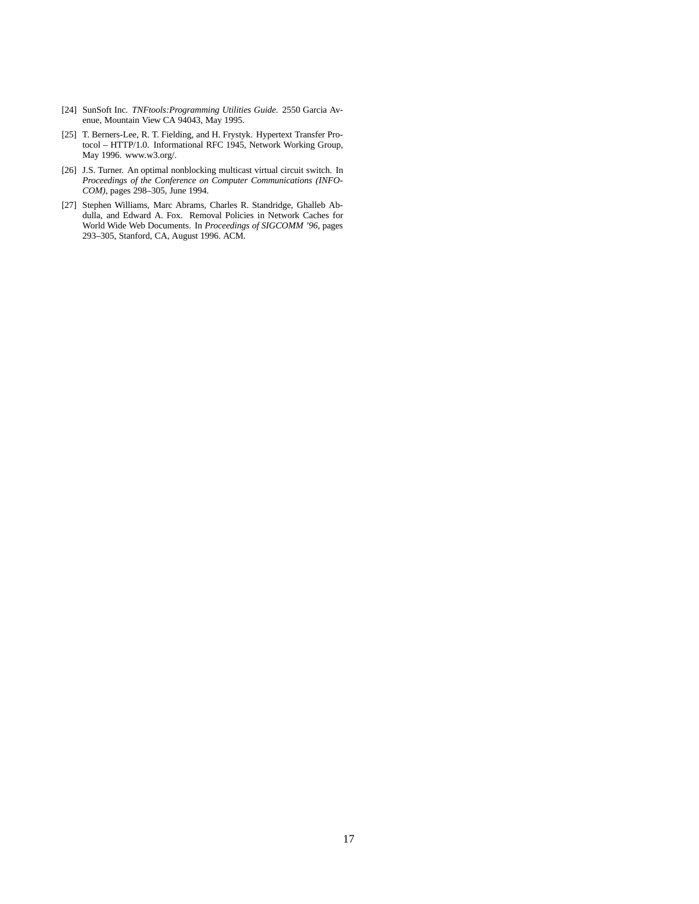[24] SunSoft Inc. *TNFtools:Programming Utilities Guide.* 2550 Garcia Avenue, Mountain View CA 94043, May 1995.

[25] T. Berners-Lee, R. T. Fielding, and H. Frystyk. Hypertext Transfer Protocol – HTTP/1.0. Informational RFC 1945, Network Working Group, May 1996. www.w3.org/.

[26] J.S. Turner. An optimal nonblocking multicast virtual circuit switch. In *Proceedings of the Conference on Computer Communications (INFOCOM)*, pages 298–305, June 1994.

[27] Stephen Williams, Marc Abrams, Charles R. Standridge, Ghalleb Abdulla, and Edward A. Fox. Removal Policies in Network Caches for World Wide Web Documents. In *Proceedings of SIGCOMM '96*, pages 293–305, Stanford, CA, August 1996. ACM.